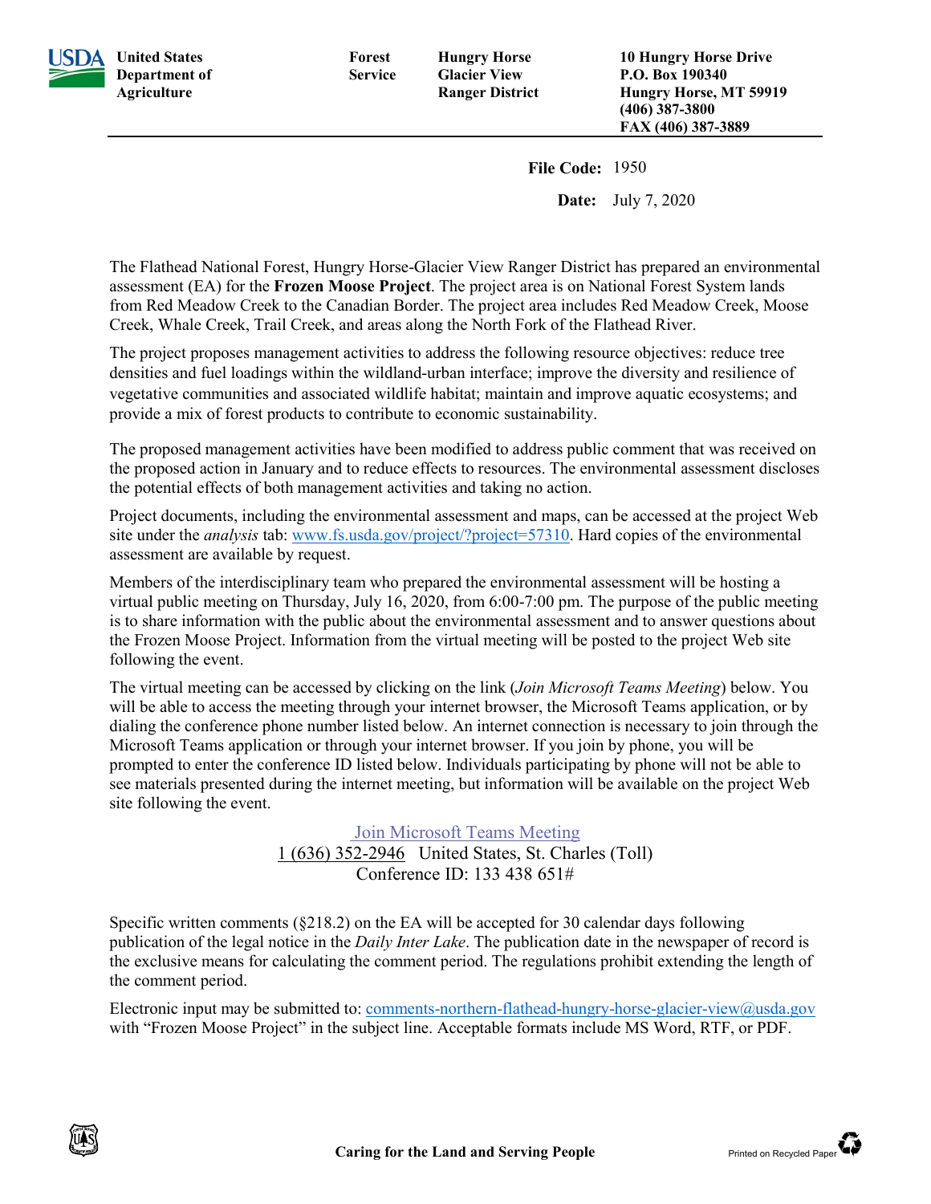**United States Department of Agriculture** | **Forest Service** | **Hungry Horse Glacier View Ranger District** | **10 Hungry Horse Drive P.O. Box 190340 Hungry Horse, MT 59919 (406) 387-3800 FAX (406) 387-3889**

**File Code:** 1950

**Date:** July 7, 2020

The Flathead National Forest, Hungry Horse-Glacier View Ranger District has prepared an environmental assessment (EA) for the **Frozen Moose Project**. The project area is on National Forest System lands from Red Meadow Creek to the Canadian Border. The project area includes Red Meadow Creek, Moose Creek, Whale Creek, Trail Creek, and areas along the North Fork of the Flathead River.

The project proposes management activities to address the following resource objectives: reduce tree densities and fuel loadings within the wildland-urban interface; improve the diversity and resilience of vegetative communities and associated wildlife habitat; maintain and improve aquatic ecosystems; and provide a mix of forest products to contribute to economic sustainability.

The proposed management activities have been modified to address public comment that was received on the proposed action in January and to reduce effects to resources. The environmental assessment discloses the potential effects of both management activities and taking no action.

Project documents, including the environmental assessment and maps, can be accessed at the project Web site under the *analysis* tab: www.fs.usda.gov/project/?project=57310. Hard copies of the environmental assessment are available by request.

Members of the interdisciplinary team who prepared the environmental assessment will be hosting a virtual public meeting on Thursday, July 16, 2020, from 6:00-7:00 pm. The purpose of the public meeting is to share information with the public about the environmental assessment and to answer questions about the Frozen Moose Project. Information from the virtual meeting will be posted to the project Web site following the event.

The virtual meeting can be accessed by clicking on the link (*Join Microsoft Teams Meeting*) below. You will be able to access the meeting through your internet browser, the Microsoft Teams application, or by dialing the conference phone number listed below. An internet connection is necessary to join through the Microsoft Teams application or through your internet browser. If you join by phone, you will be prompted to enter the conference ID listed below. Individuals participating by phone will not be able to see materials presented during the internet meeting, but information will be available on the project Web site following the event.

Join Microsoft Teams Meeting
1 (636) 352-2946 United States, St. Charles (Toll)
Conference ID: 133 438 651#

Specific written comments (§218.2) on the EA will be accepted for 30 calendar days following publication of the legal notice in the *Daily Inter Lake*. The publication date in the newspaper of record is the exclusive means for calculating the comment period. The regulations prohibit extending the length of the comment period.

Electronic input may be submitted to: comments-northern-flathead-hungry-horse-glacier-view@usda.gov with "Frozen Moose Project" in the subject line. Acceptable formats include MS Word, RTF, or PDF.

**Caring for the Land and Serving People** Printed on Recycled Paper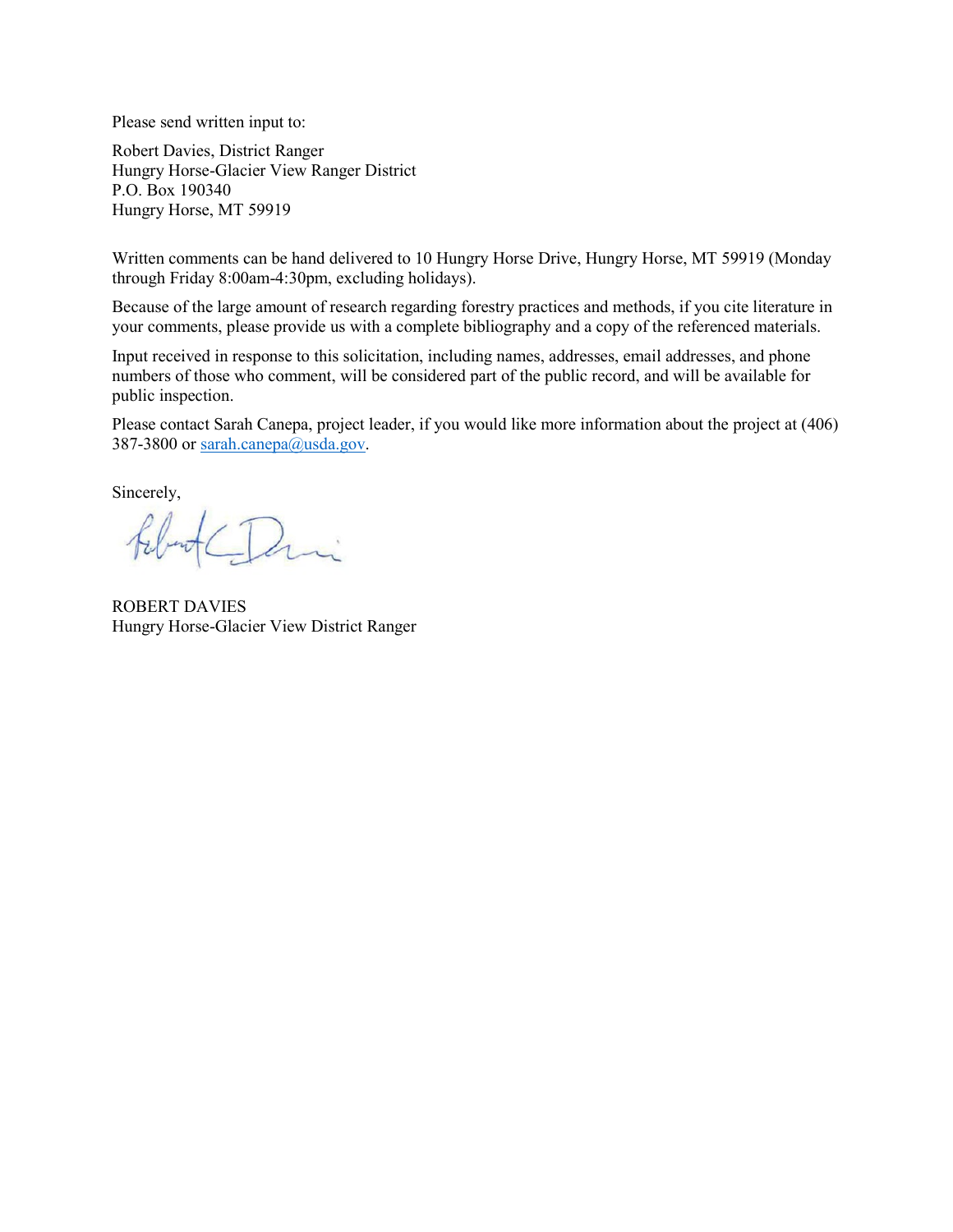Please send written input to:

Robert Davies, District Ranger
Hungry Horse-Glacier View Ranger District
P.O. Box 190340
Hungry Horse, MT 59919

Written comments can be hand delivered to 10 Hungry Horse Drive, Hungry Horse, MT 59919 (Monday through Friday 8:00am-4:30pm, excluding holidays).

Because of the large amount of research regarding forestry practices and methods, if you cite literature in your comments, please provide us with a complete bibliography and a copy of the referenced materials.

Input received in response to this solicitation, including names, addresses, email addresses, and phone numbers of those who comment, will be considered part of the public record, and will be available for public inspection.

Please contact Sarah Canepa, project leader, if you would like more information about the project at (406) 387-3800 or sarah.canepa@usda.gov.

Sincerely,

ROBERT DAVIES
Hungry Horse-Glacier View District Ranger